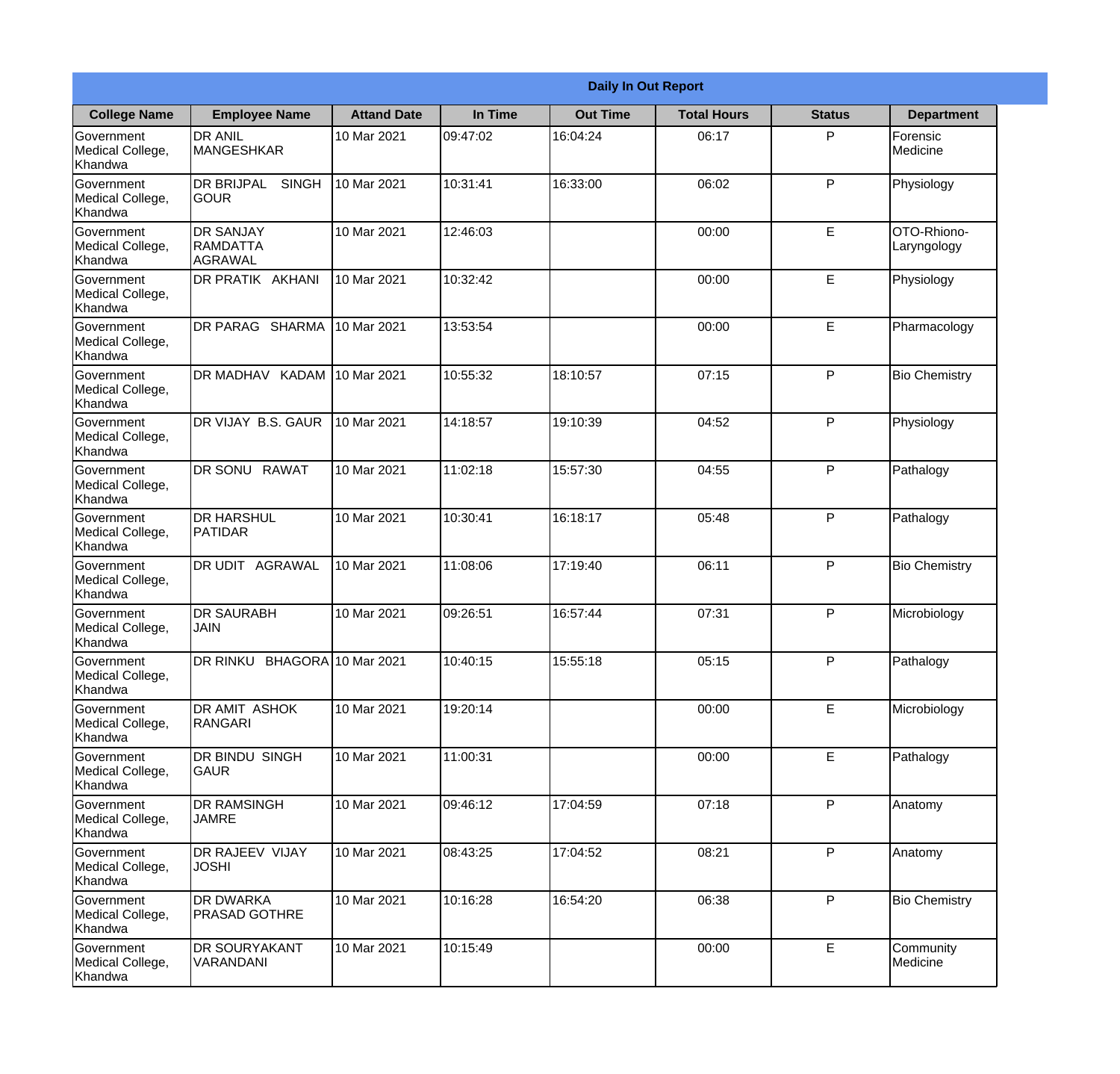| Daily In Out Report | | | | | | | |
|---|---|---|---|---|---|---|---|
| **College Name** | **Employee Name** | **Attand Date** | **In Time** | **Out Time** | **Total Hours** | **Status** | **Department** |
| Government Medical College, Khandwa | DR ANIL MANGESHKAR | 10 Mar 2021 | 09:47:02 | 16:04:24 | 06:17 | P | Forensic Medicine |
| Government Medical College, Khandwa | DR BRIJPAL SINGH GOUR | 10 Mar 2021 | 10:31:41 | 16:33:00 | 06:02 | P | Physiology |
| Government Medical College, Khandwa | DR SANJAY RAMDATTA AGRAWAL | 10 Mar 2021 | 12:46:03 | | 00:00 | E | OTO-Rhiono-Laryngology |
| Government Medical College, Khandwa | DR PRATIK AKHANI | 10 Mar 2021 | 10:32:42 | | 00:00 | E | Physiology |
| Government Medical College, Khandwa | DR PARAG SHARMA | 10 Mar 2021 | 13:53:54 | | 00:00 | E | Pharmacology |
| Government Medical College, Khandwa | DR MADHAV KADAM | 10 Mar 2021 | 10:55:32 | 18:10:57 | 07:15 | P | Bio Chemistry |
| Government Medical College, Khandwa | DR VIJAY B.S. GAUR | 10 Mar 2021 | 14:18:57 | 19:10:39 | 04:52 | P | Physiology |
| Government Medical College, Khandwa | DR SONU RAWAT | 10 Mar 2021 | 11:02:18 | 15:57:30 | 04:55 | P | Pathalogy |
| Government Medical College, Khandwa | DR HARSHUL PATIDAR | 10 Mar 2021 | 10:30:41 | 16:18:17 | 05:48 | P | Pathalogy |
| Government Medical College, Khandwa | DR UDIT AGRAWAL | 10 Mar 2021 | 11:08:06 | 17:19:40 | 06:11 | P | Bio Chemistry |
| Government Medical College, Khandwa | DR SAURABH JAIN | 10 Mar 2021 | 09:26:51 | 16:57:44 | 07:31 | P | Microbiology |
| Government Medical College, Khandwa | DR RINKU BHAGORA | 10 Mar 2021 | 10:40:15 | 15:55:18 | 05:15 | P | Pathalogy |
| Government Medical College, Khandwa | DR AMIT ASHOK RANGARI | 10 Mar 2021 | 19:20:14 | | 00:00 | E | Microbiology |
| Government Medical College, Khandwa | DR BINDU SINGH GAUR | 10 Mar 2021 | 11:00:31 | | 00:00 | E | Pathalogy |
| Government Medical College, Khandwa | DR RAMSINGH JAMRE | 10 Mar 2021 | 09:46:12 | 17:04:59 | 07:18 | P | Anatomy |
| Government Medical College, Khandwa | DR RAJEEV VIJAY JOSHI | 10 Mar 2021 | 08:43:25 | 17:04:52 | 08:21 | P | Anatomy |
| Government Medical College, Khandwa | DR DWARKA PRASAD GOTHRE | 10 Mar 2021 | 10:16:28 | 16:54:20 | 06:38 | P | Bio Chemistry |
| Government Medical College, Khandwa | DR SOURYAKANT VARANDANI | 10 Mar 2021 | 10:15:49 | | 00:00 | E | Community Medicine |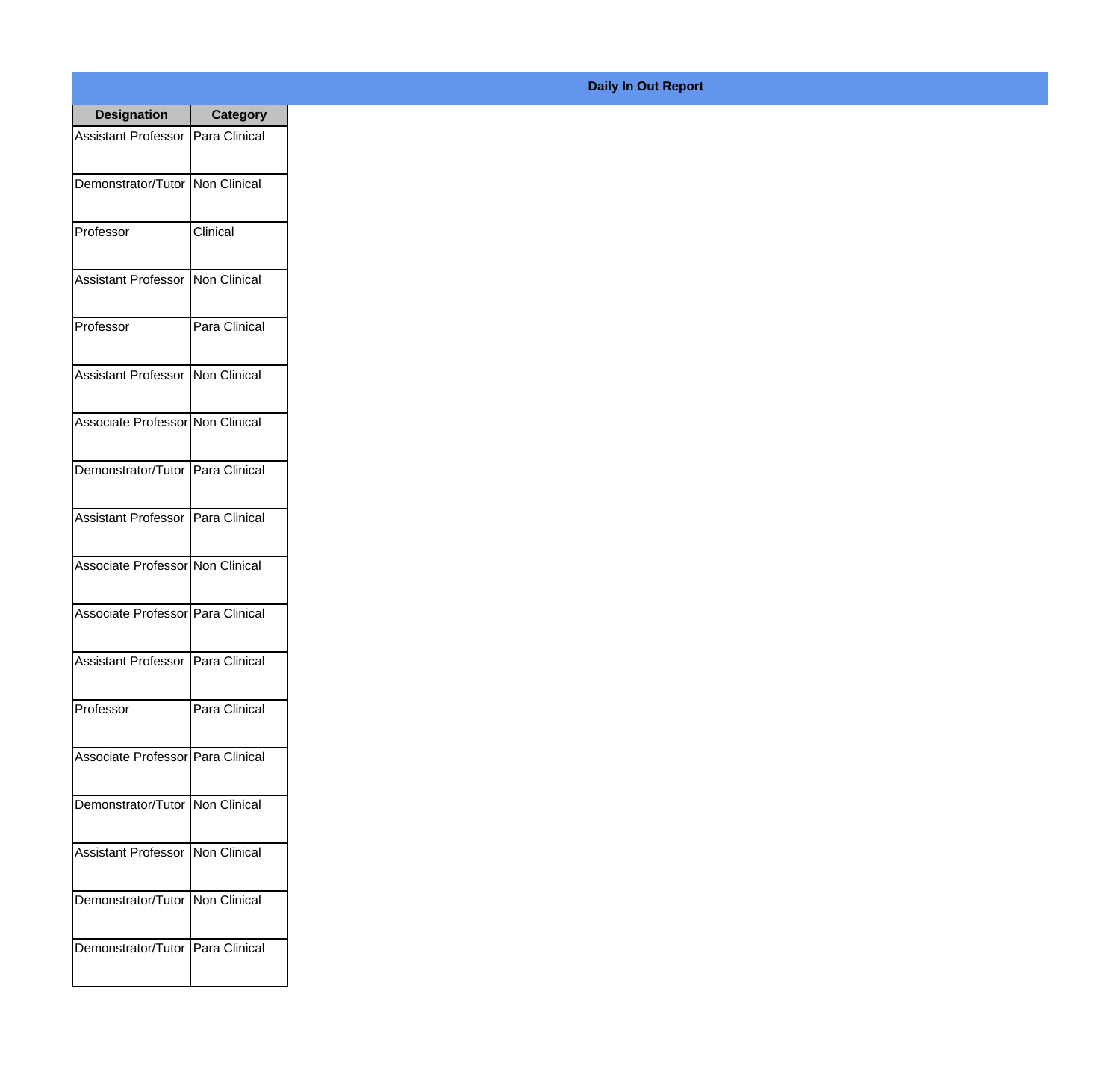## Daily In Out Report

| Designation | Category |
|---|---|
| Assistant Professor | Para Clinical |
| Demonstrator/Tutor | Non Clinical |
| Professor | Clinical |
| Assistant Professor | Non Clinical |
| Professor | Para Clinical |
| Assistant Professor | Non Clinical |
| Associate Professor | Non Clinical |
| Demonstrator/Tutor | Para Clinical |
| Assistant Professor | Para Clinical |
| Associate Professor | Non Clinical |
| Associate Professor | Para Clinical |
| Assistant Professor | Para Clinical |
| Professor | Para Clinical |
| Associate Professor | Para Clinical |
| Demonstrator/Tutor | Non Clinical |
| Assistant Professor | Non Clinical |
| Demonstrator/Tutor | Non Clinical |
| Demonstrator/Tutor | Para Clinical |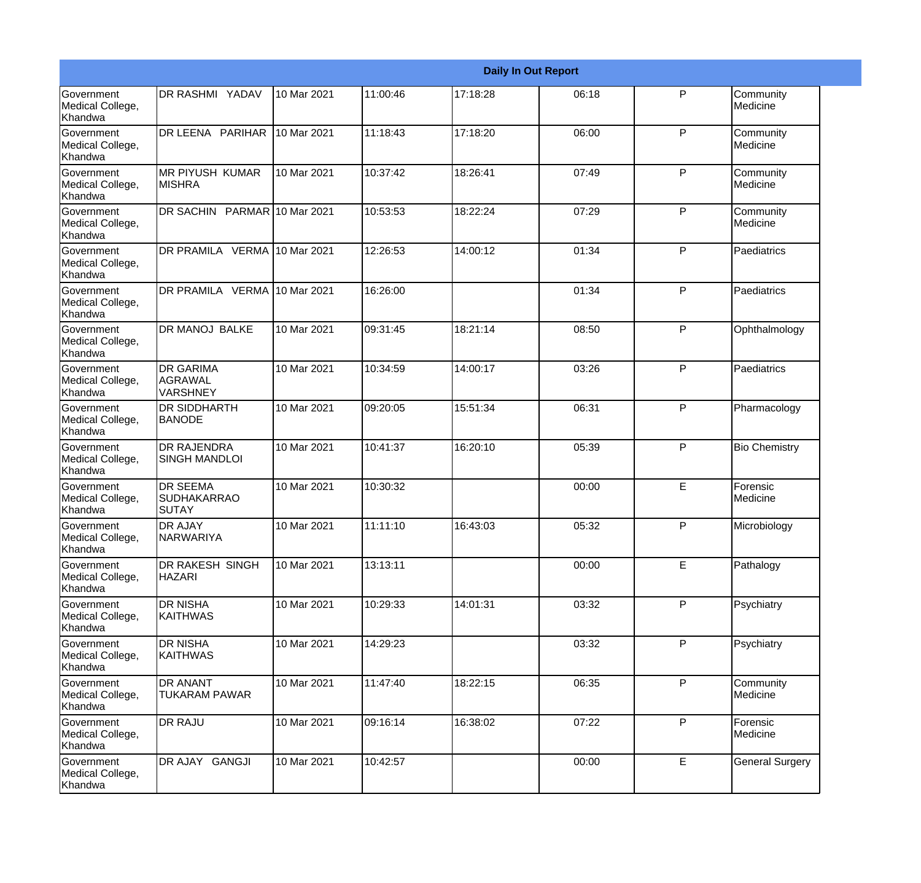| Daily In Out Report | | | | | | | |
|---|---|---|---|---|---|---|---|
| Government Medical College, Khandwa | DR RASHMI YADAV | 10 Mar 2021 | 11:00:46 | 17:18:28 | 06:18 | P | Community Medicine |
| Government Medical College, Khandwa | DR LEENA PARIHAR | 10 Mar 2021 | 11:18:43 | 17:18:20 | 06:00 | P | Community Medicine |
| Government Medical College, Khandwa | MR PIYUSH KUMAR MISHRA | 10 Mar 2021 | 10:37:42 | 18:26:41 | 07:49 | P | Community Medicine |
| Government Medical College, Khandwa | DR SACHIN PARMAR | 10 Mar 2021 | 10:53:53 | 18:22:24 | 07:29 | P | Community Medicine |
| Government Medical College, Khandwa | DR PRAMILA VERMA | 10 Mar 2021 | 12:26:53 | 14:00:12 | 01:34 | P | Paediatrics |
| Government Medical College, Khandwa | DR PRAMILA VERMA | 10 Mar 2021 | 16:26:00 | | 01:34 | P | Paediatrics |
| Government Medical College, Khandwa | DR MANOJ BALKE | 10 Mar 2021 | 09:31:45 | 18:21:14 | 08:50 | P | Ophthalmology |
| Government Medical College, Khandwa | DR GARIMA AGRAWAL VARSHNEY | 10 Mar 2021 | 10:34:59 | 14:00:17 | 03:26 | P | Paediatrics |
| Government Medical College, Khandwa | DR SIDDHARTH BANODE | 10 Mar 2021 | 09:20:05 | 15:51:34 | 06:31 | P | Pharmacology |
| Government Medical College, Khandwa | DR RAJENDRA SINGH MANDLOI | 10 Mar 2021 | 10:41:37 | 16:20:10 | 05:39 | P | Bio Chemistry |
| Government Medical College, Khandwa | DR SEEMA SUDHAKARRAO SUTAY | 10 Mar 2021 | 10:30:32 | | 00:00 | E | Forensic Medicine |
| Government Medical College, Khandwa | DR AJAY NARWARIYA | 10 Mar 2021 | 11:11:10 | 16:43:03 | 05:32 | P | Microbiology |
| Government Medical College, Khandwa | DR RAKESH SINGH HAZARI | 10 Mar 2021 | 13:13:11 | | 00:00 | E | Pathalogy |
| Government Medical College, Khandwa | DR NISHA KAITHWAS | 10 Mar 2021 | 10:29:33 | 14:01:31 | 03:32 | P | Psychiatry |
| Government Medical College, Khandwa | DR NISHA KAITHWAS | 10 Mar 2021 | 14:29:23 | | 03:32 | P | Psychiatry |
| Government Medical College, Khandwa | DR ANANT TUKARAM PAWAR | 10 Mar 2021 | 11:47:40 | 18:22:15 | 06:35 | P | Community Medicine |
| Government Medical College, Khandwa | DR RAJU | 10 Mar 2021 | 09:16:14 | 16:38:02 | 07:22 | P | Forensic Medicine |
| Government Medical College, Khandwa | DR AJAY GANGJI | 10 Mar 2021 | 10:42:57 | | 00:00 | E | General Surgery |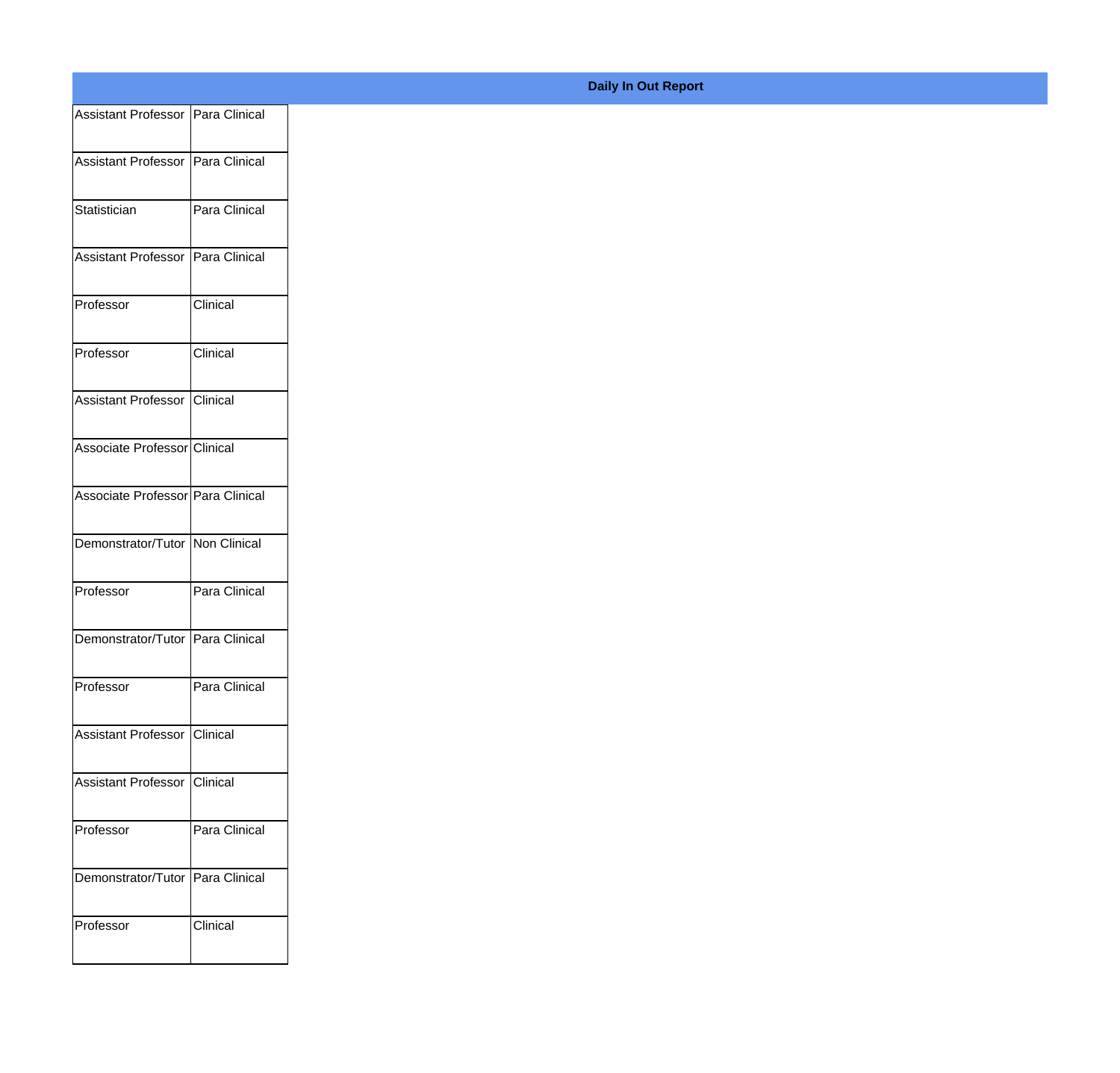**Daily In Out Report**

| | |
|---|---|
| Assistant Professor | Para Clinical |
| Assistant Professor | Para Clinical |
| Statistician | Para Clinical |
| Assistant Professor | Para Clinical |
| Professor | Clinical |
| Professor | Clinical |
| Assistant Professor | Clinical |
| Associate Professor | Clinical |
| Associate Professor | Para Clinical |
| Demonstrator/Tutor | Non Clinical |
| Professor | Para Clinical |
| Demonstrator/Tutor | Para Clinical |
| Professor | Para Clinical |
| Assistant Professor | Clinical |
| Assistant Professor | Clinical |
| Professor | Para Clinical |
| Demonstrator/Tutor | Para Clinical |
| Professor | Clinical |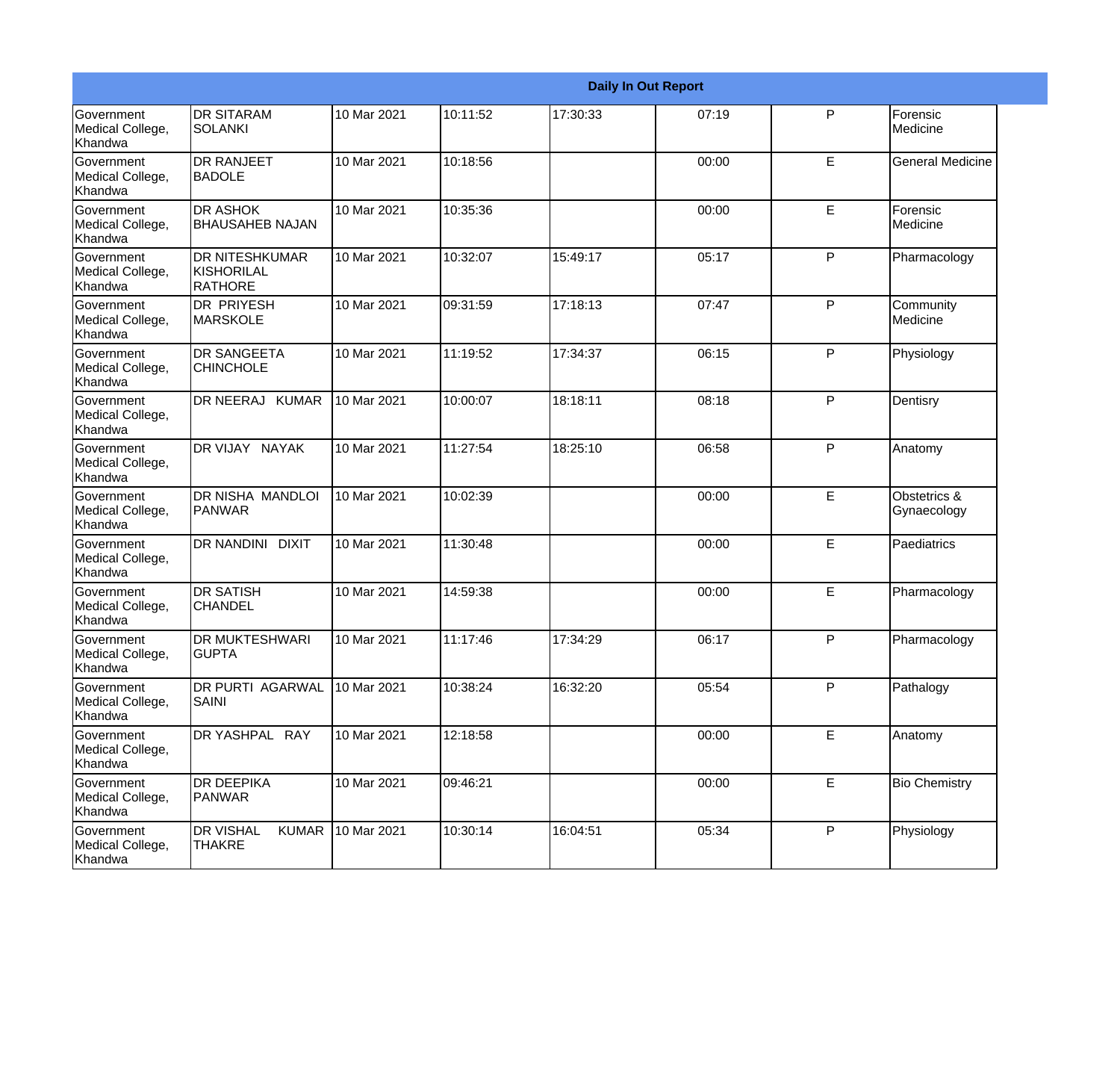| Daily In Out Report | | | | | | | |
|---|---|---|---|---|---|---|---|
| Government Medical College, Khandwa | DR SITARAM SOLANKI | 10 Mar 2021 | 10:11:52 | 17:30:33 | 07:19 | P | Forensic Medicine |
| Government Medical College, Khandwa | DR RANJEET BADOLE | 10 Mar 2021 | 10:18:56 | | 00:00 | E | General Medicine |
| Government Medical College, Khandwa | DR ASHOK BHAUSAHEB NAJAN | 10 Mar 2021 | 10:35:36 | | 00:00 | E | Forensic Medicine |
| Government Medical College, Khandwa | DR NITESHKUMAR KISHORILAL RATHORE | 10 Mar 2021 | 10:32:07 | 15:49:17 | 05:17 | P | Pharmacology |
| Government Medical College, Khandwa | DR PRIYESH MARSKOLE | 10 Mar 2021 | 09:31:59 | 17:18:13 | 07:47 | P | Community Medicine |
| Government Medical College, Khandwa | DR SANGEETA CHINCHOLE | 10 Mar 2021 | 11:19:52 | 17:34:37 | 06:15 | P | Physiology |
| Government Medical College, Khandwa | DR NEERAJ KUMAR | 10 Mar 2021 | 10:00:07 | 18:18:11 | 08:18 | P | Dentisry |
| Government Medical College, Khandwa | DR VIJAY NAYAK | 10 Mar 2021 | 11:27:54 | 18:25:10 | 06:58 | P | Anatomy |
| Government Medical College, Khandwa | DR NISHA MANDLOI PANWAR | 10 Mar 2021 | 10:02:39 | | 00:00 | E | Obstetrics & Gynaecology |
| Government Medical College, Khandwa | DR NANDINI DIXIT | 10 Mar 2021 | 11:30:48 | | 00:00 | E | Paediatrics |
| Government Medical College, Khandwa | DR SATISH CHANDEL | 10 Mar 2021 | 14:59:38 | | 00:00 | E | Pharmacology |
| Government Medical College, Khandwa | DR MUKTESHWARI GUPTA | 10 Mar 2021 | 11:17:46 | 17:34:29 | 06:17 | P | Pharmacology |
| Government Medical College, Khandwa | DR PURTI AGARWAL SAINI | 10 Mar 2021 | 10:38:24 | 16:32:20 | 05:54 | P | Pathalogy |
| Government Medical College, Khandwa | DR YASHPAL RAY | 10 Mar 2021 | 12:18:58 | | 00:00 | E | Anatomy |
| Government Medical College, Khandwa | DR DEEPIKA PANWAR | 10 Mar 2021 | 09:46:21 | | 00:00 | E | Bio Chemistry |
| Government Medical College, Khandwa | DR VISHAL KUMAR THAKRE | 10 Mar 2021 | 10:30:14 | 16:04:51 | 05:34 | P | Physiology |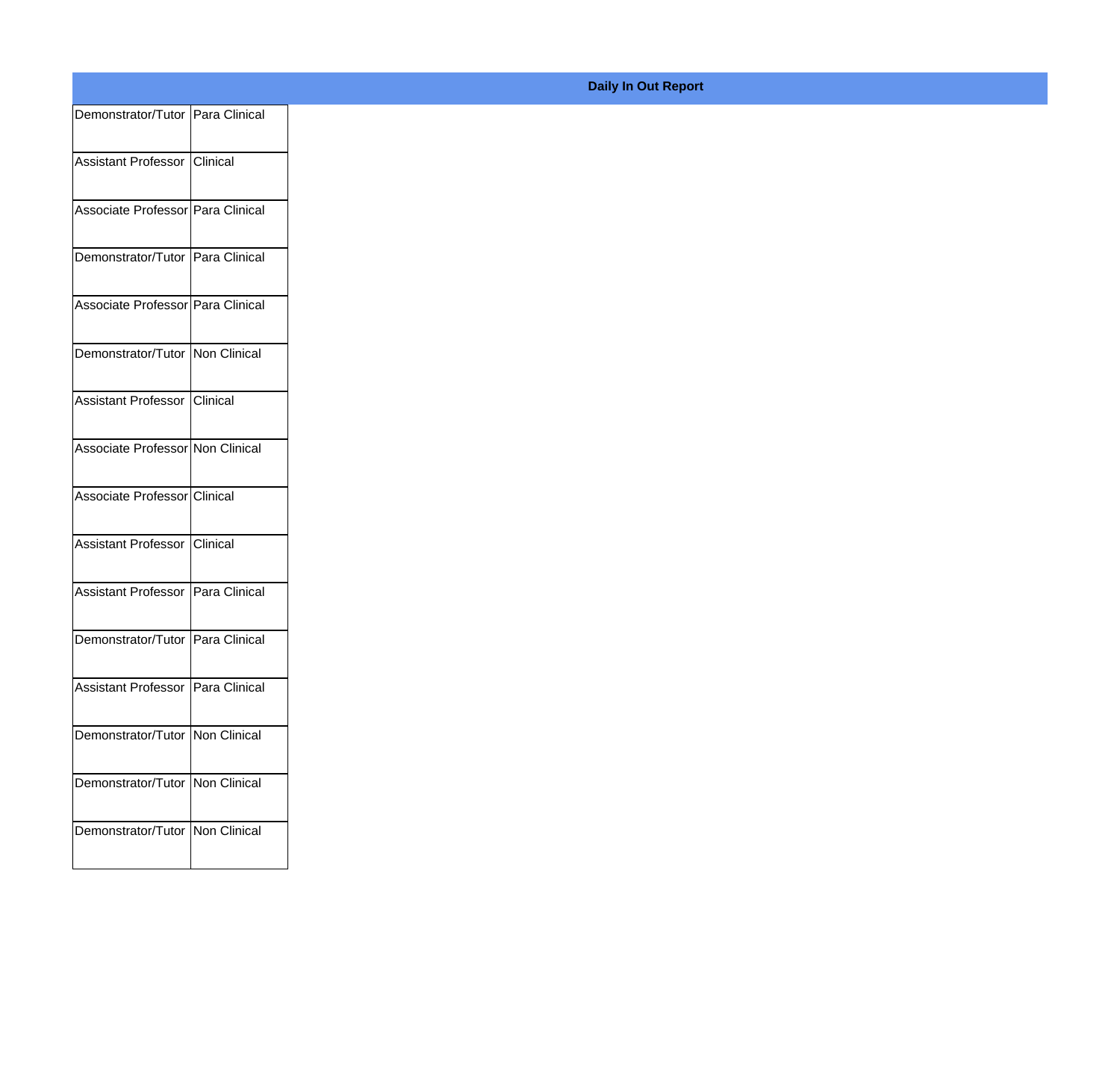**Daily In Out Report**

| | |
|---|---|
| Demonstrator/Tutor | Para Clinical |
| Assistant Professor | Clinical |
| Associate Professor | Para Clinical |
| Demonstrator/Tutor | Para Clinical |
| Associate Professor | Para Clinical |
| Demonstrator/Tutor | Non Clinical |
| Assistant Professor | Clinical |
| Associate Professor | Non Clinical |
| Associate Professor | Clinical |
| Assistant Professor | Clinical |
| Assistant Professor | Para Clinical |
| Demonstrator/Tutor | Para Clinical |
| Assistant Professor | Para Clinical |
| Demonstrator/Tutor | Non Clinical |
| Demonstrator/Tutor | Non Clinical |
| Demonstrator/Tutor | Non Clinical |